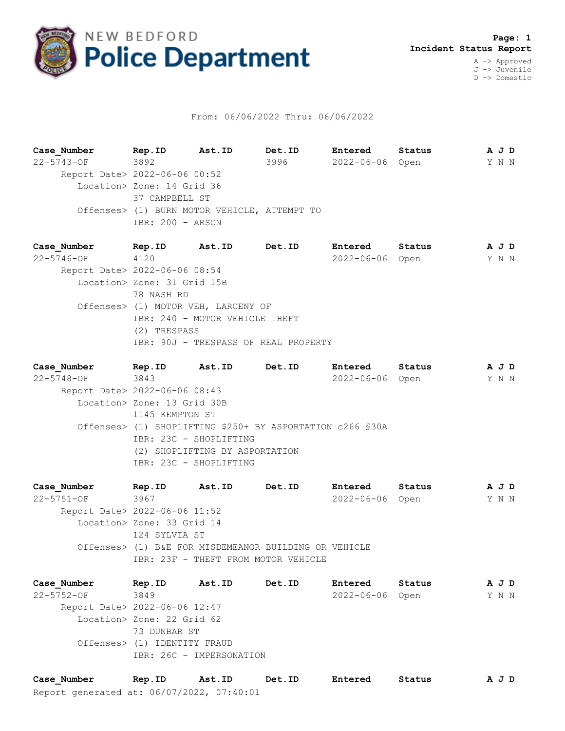# NEW BEDFORD Police Department

**Page: 1**
**Incident Status Report**

A -> Approved
J -> Juvenile
D -> Domestic

From: 06/06/2022 Thru: 06/06/2022

| Case_Number | Rep.ID | Ast.ID | Det.ID | Entered | Status | A J D |
|---|---|---|---|---|---|---|
| 22-5743-OF | 3892 | | 3996 | 2022-06-06 | Open | Y N N |

Report Date> 2022-06-06 00:52
Location> Zone: 14 Grid 36
37 CAMPBELL ST
Offenses> (1) BURN MOTOR VEHICLE, ATTEMPT TO
IBR: 200 - ARSON

| Case_Number | Rep.ID | Ast.ID | Det.ID | Entered | Status | A J D |
|---|---|---|---|---|---|---|
| 22-5746-OF | 4120 | | | 2022-06-06 | Open | Y N N |

Report Date> 2022-06-06 08:54
Location> Zone: 31 Grid 15B
78 NASH RD
Offenses> (1) MOTOR VEH, LARCENY OF
IBR: 240 - MOTOR VEHICLE THEFT
(2) TRESPASS
IBR: 90J - TRESPASS OF REAL PROPERTY

| Case_Number | Rep.ID | Ast.ID | Det.ID | Entered | Status | A J D |
|---|---|---|---|---|---|---|
| 22-5748-OF | 3843 | | | 2022-06-06 | Open | Y N N |

Report Date> 2022-06-06 08:43
Location> Zone: 13 Grid 30B
1145 KEMPTON ST
Offenses> (1) SHOPLIFTING $250+ BY ASPORTATION c266 §30A
IBR: 23C - SHOPLIFTING
(2) SHOPLIFTING BY ASPORTATION
IBR: 23C - SHOPLIFTING

| Case_Number | Rep.ID | Ast.ID | Det.ID | Entered | Status | A J D |
|---|---|---|---|---|---|---|
| 22-5751-OF | 3967 | | | 2022-06-06 | Open | Y N N |

Report Date> 2022-06-06 11:52
Location> Zone: 33 Grid 14
124 SYLVIA ST
Offenses> (1) B&E FOR MISDEMEANOR BUILDING OR VEHICLE
IBR: 23F - THEFT FROM MOTOR VEHICLE

| Case_Number | Rep.ID | Ast.ID | Det.ID | Entered | Status | A J D |
|---|---|---|---|---|---|---|
| 22-5752-OF | 3849 | | | 2022-06-06 | Open | Y N N |

Report Date> 2022-06-06 12:47
Location> Zone: 22 Grid 62
73 DUNBAR ST
Offenses> (1) IDENTITY FRAUD
IBR: 26C - IMPERSONATION

| Case_Number | Rep.ID | Ast.ID | Det.ID | Entered | Status | A J D |
|---|---|---|---|---|---|---|

Report generated at: 06/07/2022, 07:40:01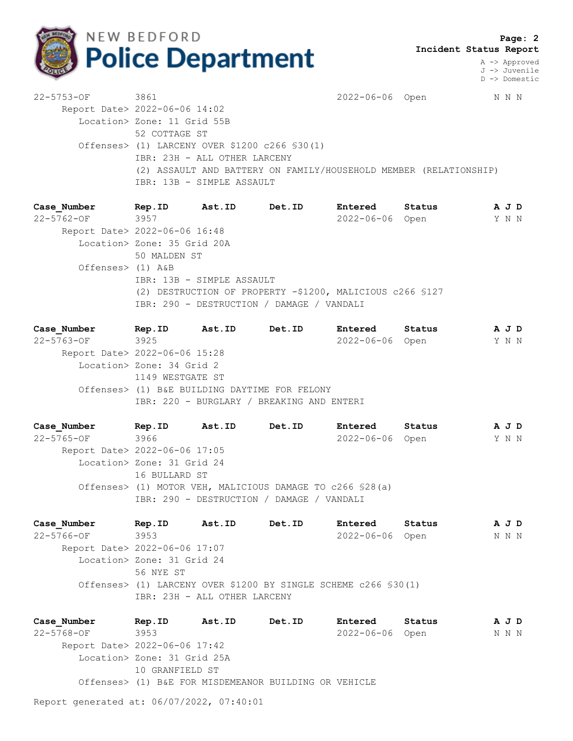**Incident Status Report**

A -> Approved
J -> Juvenile
D -> Domestic

| Case_Number | Rep.ID | Ast.ID | Det.ID | Entered | Status | A J D |
|---|---|---|---|---|---|---|
| 22-5753-OF | 3861 | | | 2022-06-06 | Open | N N N |

Report Date> 2022-06-06 14:02
Location> Zone: 11 Grid 55B
52 COTTAGE ST
Offenses> (1) LARCENY OVER $1200 c266 §30(1)
IBR: 23H - ALL OTHER LARCENY
(2) ASSAULT AND BATTERY ON FAMILY/HOUSEHOLD MEMBER (RELATIONSHIP)
IBR: 13B - SIMPLE ASSAULT

| Case_Number | Rep.ID | Ast.ID | Det.ID | Entered | Status | A J D |
|---|---|---|---|---|---|---|
| 22-5762-OF | 3957 | | | 2022-06-06 | Open | Y N N |

Report Date> 2022-06-06 16:48
Location> Zone: 35 Grid 20A
50 MALDEN ST
Offenses> (1) A&B
IBR: 13B - SIMPLE ASSAULT
(2) DESTRUCTION OF PROPERTY -$1200, MALICIOUS c266 §127
IBR: 290 - DESTRUCTION / DAMAGE / VANDALI

| Case_Number | Rep.ID | Ast.ID | Det.ID | Entered | Status | A J D |
|---|---|---|---|---|---|---|
| 22-5763-OF | 3925 | | | 2022-06-06 | Open | Y N N |

Report Date> 2022-06-06 15:28
Location> Zone: 34 Grid 2
1149 WESTGATE ST
Offenses> (1) B&E BUILDING DAYTIME FOR FELONY
IBR: 220 - BURGLARY / BREAKING AND ENTERI

| Case_Number | Rep.ID | Ast.ID | Det.ID | Entered | Status | A J D |
|---|---|---|---|---|---|---|
| 22-5765-OF | 3966 | | | 2022-06-06 | Open | Y N N |

Report Date> 2022-06-06 17:05
Location> Zone: 31 Grid 24
16 BULLARD ST
Offenses> (1) MOTOR VEH, MALICIOUS DAMAGE TO c266 §28(a)
IBR: 290 - DESTRUCTION / DAMAGE / VANDALI

| Case_Number | Rep.ID | Ast.ID | Det.ID | Entered | Status | A J D |
|---|---|---|---|---|---|---|
| 22-5766-OF | 3953 | | | 2022-06-06 | Open | N N N |

Report Date> 2022-06-06 17:07
Location> Zone: 31 Grid 24
56 NYE ST
Offenses> (1) LARCENY OVER $1200 BY SINGLE SCHEME c266 §30(1)
IBR: 23H - ALL OTHER LARCENY

| Case_Number | Rep.ID | Ast.ID | Det.ID | Entered | Status | A J D |
|---|---|---|---|---|---|---|
| 22-5768-OF | 3953 | | | 2022-06-06 | Open | N N N |

Report Date> 2022-06-06 17:42
Location> Zone: 31 Grid 25A
10 GRANFIELD ST
Offenses> (1) B&E FOR MISDEMEANOR BUILDING OR VEHICLE

Report generated at: 06/07/2022, 07:40:01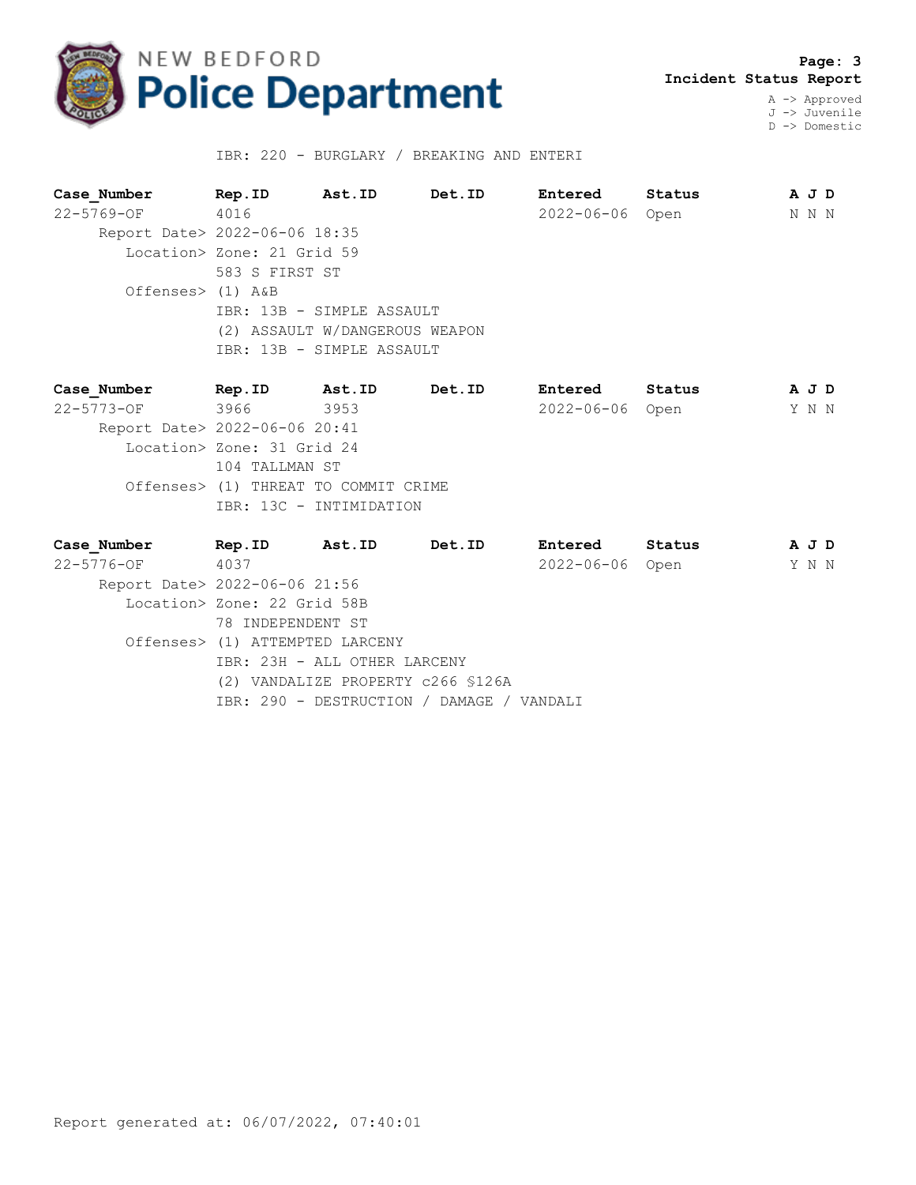# NEW BEDFORD Police Department

**Incident Status Report**

A -> Approved
J -> Juvenile
D -> Domestic

IBR: 220 - BURGLARY / BREAKING AND ENTERI

| Case_Number | Rep.ID | Ast.ID | Det.ID | Entered | Status | A J D |
|---|---|---|---|---|---|---|
| 22-5769-OF | 4016 | | | 2022-06-06 | Open | N N N |

Report Date> 2022-06-06 18:35
Location> Zone: 21 Grid 59
583 S FIRST ST
Offenses> (1) A&B
IBR: 13B - SIMPLE ASSAULT
(2) ASSAULT W/DANGEROUS WEAPON
IBR: 13B - SIMPLE ASSAULT

| Case_Number | Rep.ID | Ast.ID | Det.ID | Entered | Status | A J D |
|---|---|---|---|---|---|---|
| 22-5773-OF | 3966 | 3953 | | 2022-06-06 | Open | Y N N |

Report Date> 2022-06-06 20:41
Location> Zone: 31 Grid 24
104 TALLMAN ST
Offenses> (1) THREAT TO COMMIT CRIME
IBR: 13C - INTIMIDATION

| Case_Number | Rep.ID | Ast.ID | Det.ID | Entered | Status | A J D |
|---|---|---|---|---|---|---|
| 22-5776-OF | 4037 | | | 2022-06-06 | Open | Y N N |

Report Date> 2022-06-06 21:56
Location> Zone: 22 Grid 58B
78 INDEPENDENT ST
Offenses> (1) ATTEMPTED LARCENY
IBR: 23H - ALL OTHER LARCENY
(2) VANDALIZE PROPERTY c266 §126A
IBR: 290 - DESTRUCTION / DAMAGE / VANDALI

Report generated at: 06/07/2022, 07:40:01